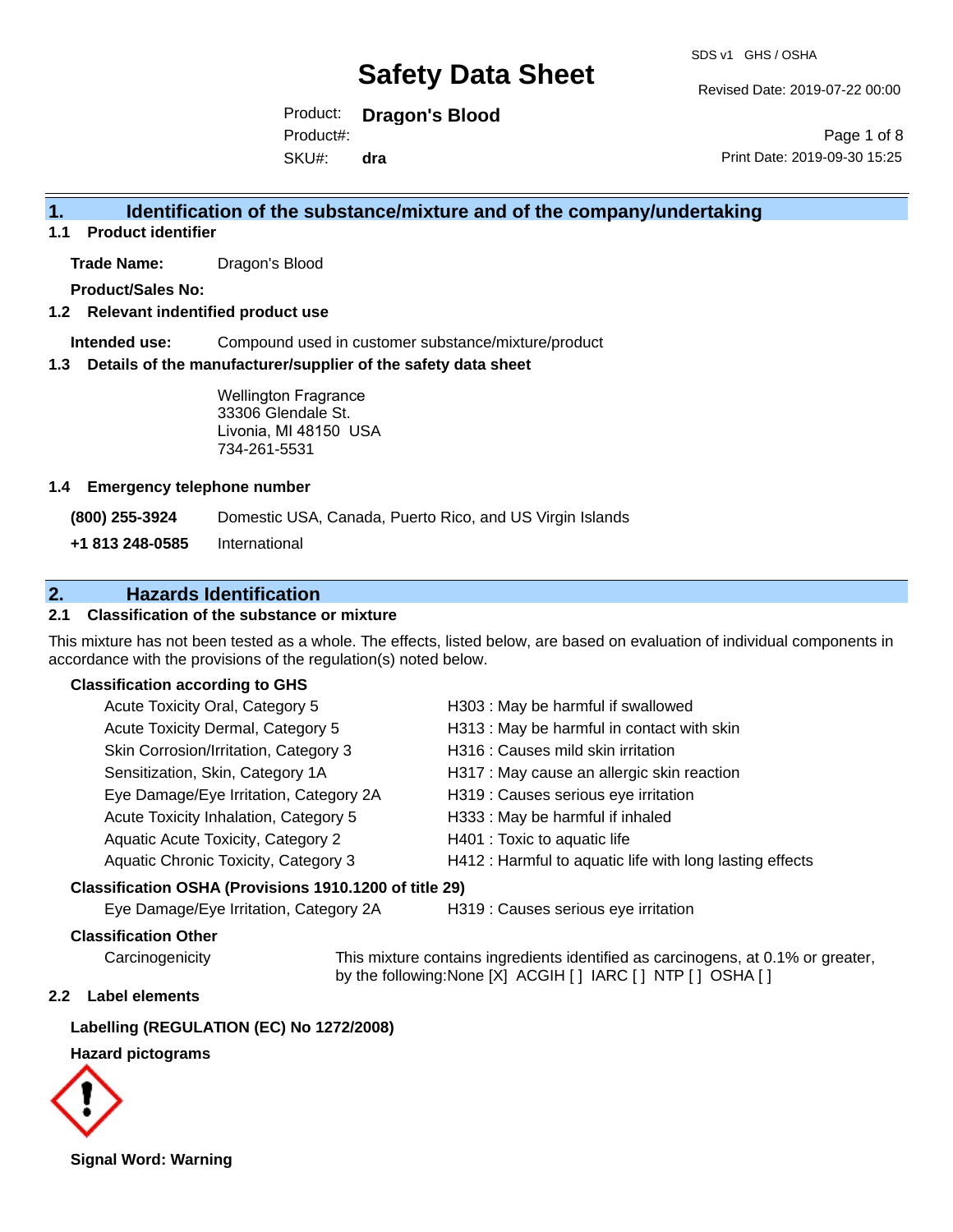# Safety Data Sheet

SDS v1 GHS / OSHA

Revised Date: 2019-07-22 00:00

Product: **Dragon's Blood**

Product#:

SKU#: **dra**

Print Date: 2019-09-30 15:25

## 1. Identification of the substance/mixture and of the company/undertaking

### 1.1 Product identifier

**Trade Name:** Dragon's Blood

**Product/Sales No:**

### 1.2 Relevant identified product use

**Intended use:** Compound used in customer substance/mixture/product

### 1.3 Details of the manufacturer/supplier of the safety data sheet

Wellington Fragrance
33306 Glendale St.
Livonia, MI 48150 USA
734-261-5531

### 1.4 Emergency telephone number

**(800) 255-3924** Domestic USA, Canada, Puerto Rico, and US Virgin Islands

**+1 813 248-0585** International

## 2. Hazards Identification

### 2.1 Classification of the substance or mixture

This mixture has not been tested as a whole. The effects, listed below, are based on evaluation of individual components in accordance with the provisions of the regulation(s) noted below.

**Classification according to GHS**

| | |
|---|---|
| Acute Toxicity Oral, Category 5 | H303 : May be harmful if swallowed |
| Acute Toxicity Dermal, Category 5 | H313 : May be harmful in contact with skin |
| Skin Corrosion/Irritation, Category 3 | H316 : Causes mild skin irritation |
| Sensitization, Skin, Category 1A | H317 : May cause an allergic skin reaction |
| Eye Damage/Eye Irritation, Category 2A | H319 : Causes serious eye irritation |
| Acute Toxicity Inhalation, Category 5 | H333 : May be harmful if inhaled |
| Aquatic Acute Toxicity, Category 2 | H401 : Toxic to aquatic life |
| Aquatic Chronic Toxicity, Category 3 | H412 : Harmful to aquatic life with long lasting effects |

**Classification OSHA (Provisions 1910.1200 of title 29)**

| | |
|---|---|
| Eye Damage/Eye Irritation, Category 2A | H319 : Causes serious eye irritation |

**Classification Other**

Carcinogenicity: This mixture contains ingredients identified as carcinogens, at 0.1% or greater, by the following:None [X] ACGIH [ ] IARC [ ] NTP [ ] OSHA [ ]

### 2.2 Label elements

**Labelling (REGULATION (EC) No 1272/2008)**

**Hazard pictograms**

**Signal Word: Warning**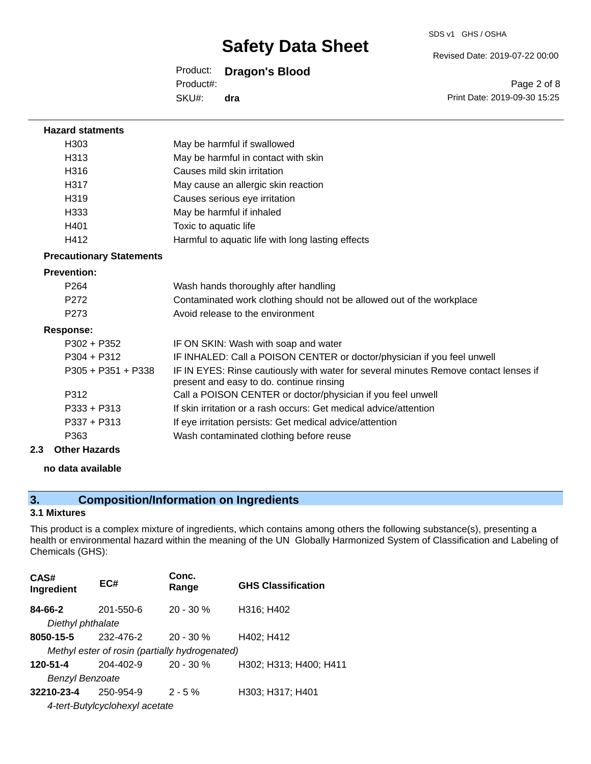**Hazard statments**

| | |
|---|---|
| H303 | May be harmful if swallowed |
| H313 | May be harmful in contact with skin |
| H316 | Causes mild skin irritation |
| H317 | May cause an allergic skin reaction |
| H319 | Causes serious eye irritation |
| H333 | May be harmful if inhaled |
| H401 | Toxic to aquatic life |
| H412 | Harmful to aquatic life with long lasting effects |

**Precautionary Statements**

**Prevention:**

| | |
|---|---|
| P264 | Wash hands thoroughly after handling |
| P272 | Contaminated work clothing should not be allowed out of the workplace |
| P273 | Avoid release to the environment |

**Response:**

| | |
|---|---|
| P302 + P352 | IF ON SKIN: Wash with soap and water |
| P304 + P312 | IF INHALED: Call a POISON CENTER or doctor/physician if you feel unwell |
| P305 + P351 + P338 | IF IN EYES: Rinse cautiously with water for several minutes Remove contact lenses if present and easy to do. continue rinsing |
| P312 | Call a POISON CENTER or doctor/physician if you feel unwell |
| P333 + P313 | If skin irritation or a rash occurs: Get medical advice/attention |
| P337 + P313 | If eye irritation persists: Get medical advice/attention |
| P363 | Wash contaminated clothing before reuse |

**2.3 Other Hazards**

**no data available**

## 3. Composition/Information on Ingredients

### 3.1 Mixtures

This product is a complex mixture of ingredients, which contains among others the following substance(s), presenting a health or environmental hazard within the meaning of the UN Globally Harmonized System of Classification and Labeling of Chemicals (GHS):

| CAS# Ingredient | EC# | Conc. Range | GHS Classification |
|---|---|---|---|
| **84-66-2** | 201-550-6 | 20 - 30 % | H316; H402 |
| *Diethyl phthalate* | | | |
| **8050-15-5** | 232-476-2 | 20 - 30 % | H402; H412 |
| *Methyl ester of rosin (partially hydrogenated)* | | | |
| **120-51-4** | 204-402-9 | 20 - 30 % | H302; H313; H400; H411 |
| *Benzyl Benzoate* | | | |
| **32210-23-4** | 250-954-9 | 2 - 5 % | H303; H317; H401 |
| *4-tert-Butylcyclohexyl acetate* | | | |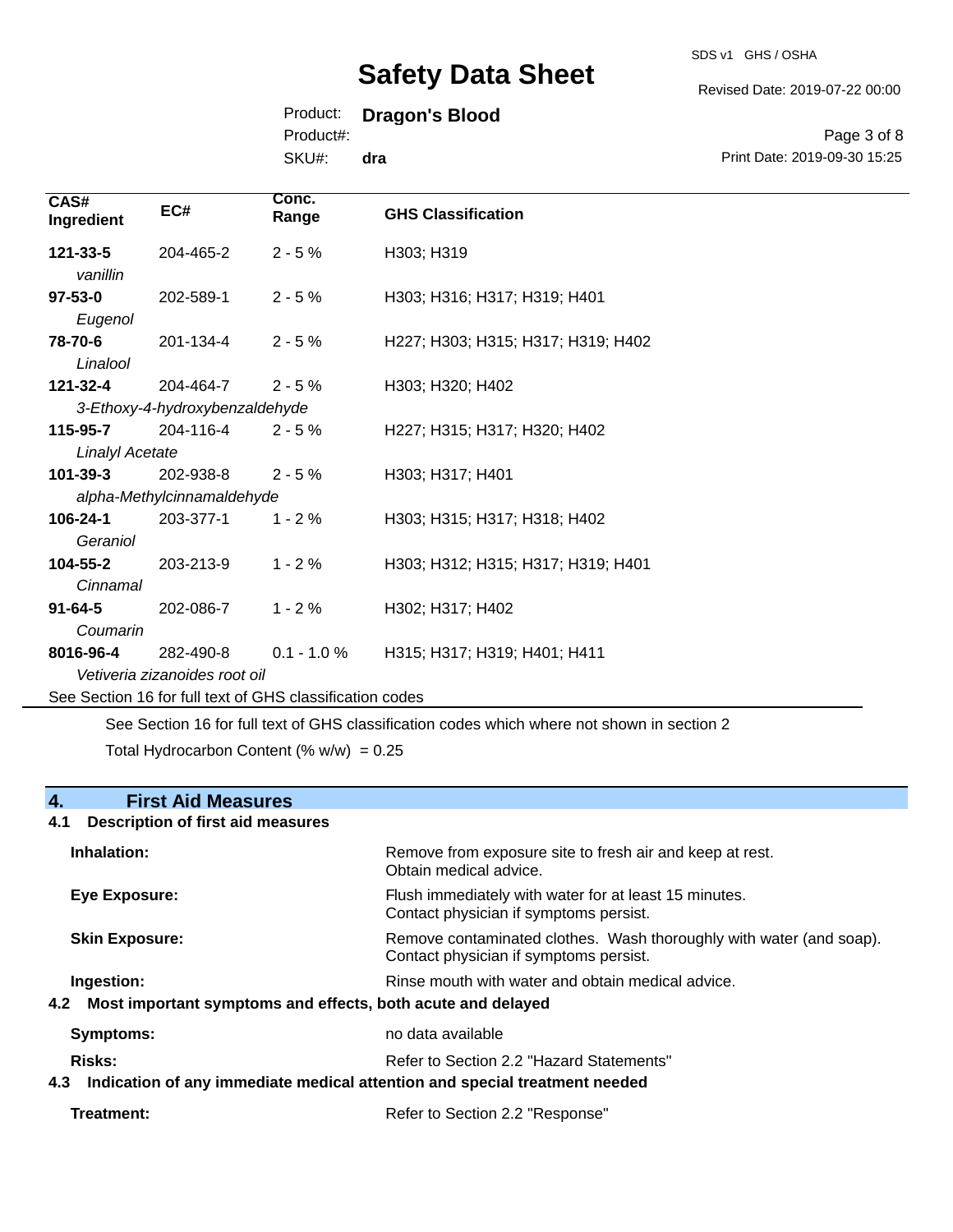| CAS# Ingredient | EC# | Conc. Range | GHS Classification |
|---|---|---|---|
| **121-33-5** *vanillin* | 204-465-2 | 2 - 5 % | H303; H319 |
| **97-53-0** *Eugenol* | 202-589-1 | 2 - 5 % | H303; H316; H317; H319; H401 |
| **78-70-6** *Linalool* | 201-134-4 | 2 - 5 % | H227; H303; H315; H317; H319; H402 |
| **121-32-4** *3-Ethoxy-4-hydroxybenzaldehyde* | 204-464-7 | 2 - 5 % | H303; H320; H402 |
| **115-95-7** *Linalyl Acetate* | 204-116-4 | 2 - 5 % | H227; H315; H317; H320; H402 |
| **101-39-3** *alpha-Methylcinnamaldehyde* | 202-938-8 | 2 - 5 % | H303; H317; H401 |
| **106-24-1** *Geraniol* | 203-377-1 | 1 - 2 % | H303; H315; H317; H318; H402 |
| **104-55-2** *Cinnamal* | 203-213-9 | 1 - 2 % | H303; H312; H315; H317; H319; H401 |
| **91-64-5** *Coumarin* | 202-086-7 | 1 - 2 % | H302; H317; H402 |
| **8016-96-4** *Vetiveria zizanoides root oil* | 282-490-8 | 0.1 - 1.0 % | H315; H317; H319; H401; H411 |

See Section 16 for full text of GHS classification codes

See Section 16 for full text of GHS classification codes which where not shown in section 2

Total Hydrocarbon Content (% w/w) = 0.25

## 4. First Aid Measures

### 4.1 Description of first aid measures

**Inhalation:** Remove from exposure site to fresh air and keep at rest. Obtain medical advice.

**Eye Exposure:** Flush immediately with water for at least 15 minutes. Contact physician if symptoms persist.

**Skin Exposure:** Remove contaminated clothes. Wash thoroughly with water (and soap). Contact physician if symptoms persist.

**Ingestion:** Rinse mouth with water and obtain medical advice.

### 4.2 Most important symptoms and effects, both acute and delayed

**Symptoms:** no data available

**Risks:** Refer to Section 2.2 "Hazard Statements"

### 4.3 Indication of any immediate medical attention and special treatment needed

**Treatment:** Refer to Section 2.2 "Response"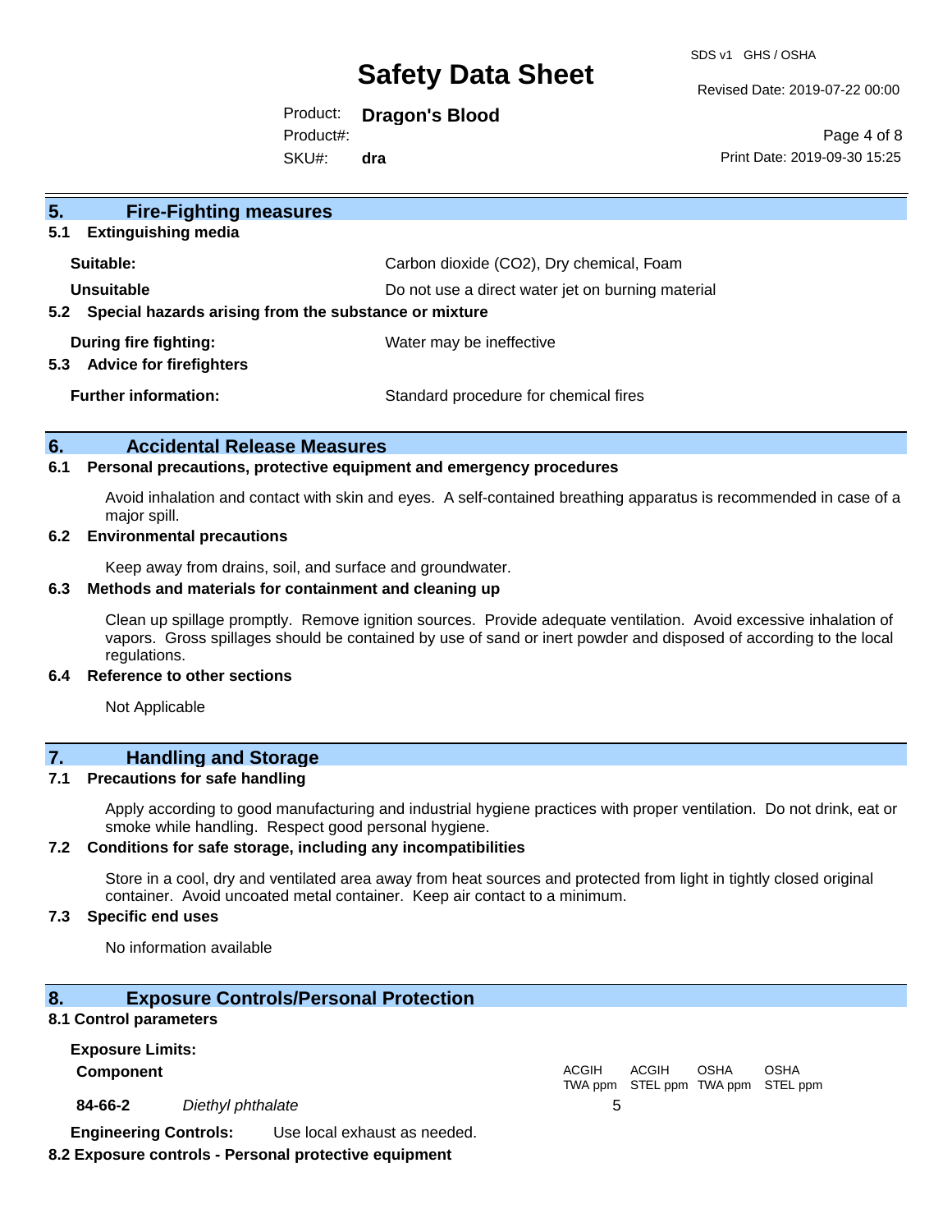## 5. Fire-Fighting measures

### 5.1 Extinguishing media

| | |
|---|---|
| **Suitable:** | Carbon dioxide ($CO_2$), Dry chemical, Foam |
| **Unsuitable** | Do not use a direct water jet on burning material |

### 5.2 Special hazards arising from the substance or mixture

| | |
|---|---|
| **During fire fighting:** | Water may be ineffective |

### 5.3 Advice for firefighters

| | |
|---|---|
| **Further information:** | Standard procedure for chemical fires |

## 6. Accidental Release Measures

### 6.1 Personal precautions, protective equipment and emergency procedures

Avoid inhalation and contact with skin and eyes. A self-contained breathing apparatus is recommended in case of a major spill.

### 6.2 Environmental precautions

Keep away from drains, soil, and surface and groundwater.

### 6.3 Methods and materials for containment and cleaning up

Clean up spillage promptly. Remove ignition sources. Provide adequate ventilation. Avoid excessive inhalation of vapors. Gross spillages should be contained by use of sand or inert powder and disposed of according to the local regulations.

### 6.4 Reference to other sections

Not Applicable

## 7. Handling and Storage

### 7.1 Precautions for safe handling

Apply according to good manufacturing and industrial hygiene practices with proper ventilation. Do not drink, eat or smoke while handling. Respect good personal hygiene.

### 7.2 Conditions for safe storage, including any incompatibilities

Store in a cool, dry and ventilated area away from heat sources and protected from light in tightly closed original container. Avoid uncoated metal container. Keep air contact to a minimum.

### 7.3 Specific end uses

No information available

## 8. Exposure Controls/Personal Protection

### 8.1 Control parameters

**Exposure Limits:**

| **Component** | | ACGIH TWA ppm | ACGIH STEL ppm | OSHA TWA ppm | OSHA STEL ppm |
|---|---|---|---|---|---|
| **84-66-2** | *Diethyl phthalate* | 5 | | | |

**Engineering Controls:** Use local exhaust as needed.

### 8.2 Exposure controls - Personal protective equipment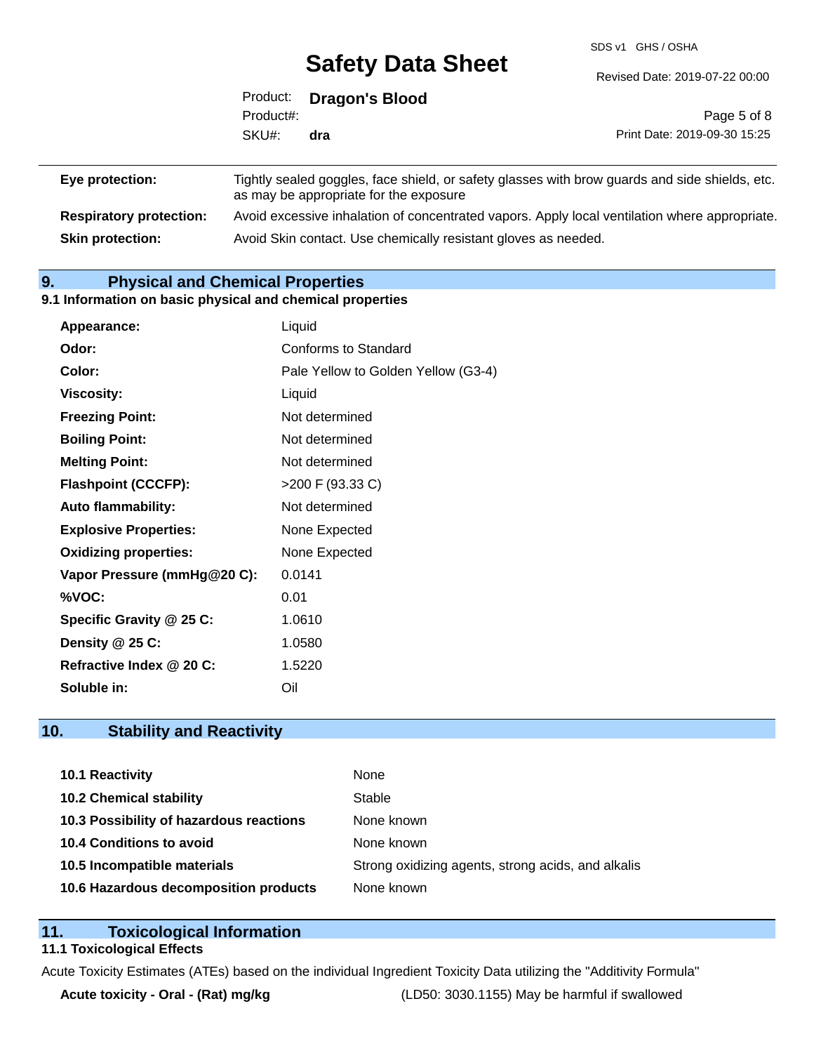| | |
|---|---|
| **Eye protection:** | Tightly sealed goggles, face shield, or safety glasses with brow guards and side shields, etc. as may be appropriate for the exposure |
| **Respiratory protection:** | Avoid excessive inhalation of concentrated vapors. Apply local ventilation where appropriate. |
| **Skin protection:** | Avoid Skin contact. Use chemically resistant gloves as needed. |

## 9. Physical and Chemical Properties

### 9.1 Information on basic physical and chemical properties

| | |
|---|---|
| **Appearance:** | Liquid |
| **Odor:** | Conforms to Standard |
| **Color:** | Pale Yellow to Golden Yellow (G3-4) |
| **Viscosity:** | Liquid |
| **Freezing Point:** | Not determined |
| **Boiling Point:** | Not determined |
| **Melting Point:** | Not determined |
| **Flashpoint (CCCFP):** | >200 F (93.33 C) |
| **Auto flammability:** | Not determined |
| **Explosive Properties:** | None Expected |
| **Oxidizing properties:** | None Expected |
| **Vapor Pressure (mmHg@20 C):** | 0.0141 |
| **%VOC:** | 0.01 |
| **Specific Gravity @ 25 C:** | 1.0610 |
| **Density @ 25 C:** | 1.0580 |
| **Refractive Index @ 20 C:** | 1.5220 |
| **Soluble in:** | Oil |

## 10. Stability and Reactivity

| | |
|---|---|
| **10.1 Reactivity** | None |
| **10.2 Chemical stability** | Stable |
| **10.3 Possibility of hazardous reactions** | None known |
| **10.4 Conditions to avoid** | None known |
| **10.5 Incompatible materials** | Strong oxidizing agents, strong acids, and alkalis |
| **10.6 Hazardous decomposition products** | None known |

## 11. Toxicological Information

### 11.1 Toxicological Effects

Acute Toxicity Estimates (ATEs) based on the individual Ingredient Toxicity Data utilizing the "Additivity Formula"

| | |
|---|---|
| **Acute toxicity - Oral - (Rat) mg/kg** | (LD50: 3030.1155) May be harmful if swallowed |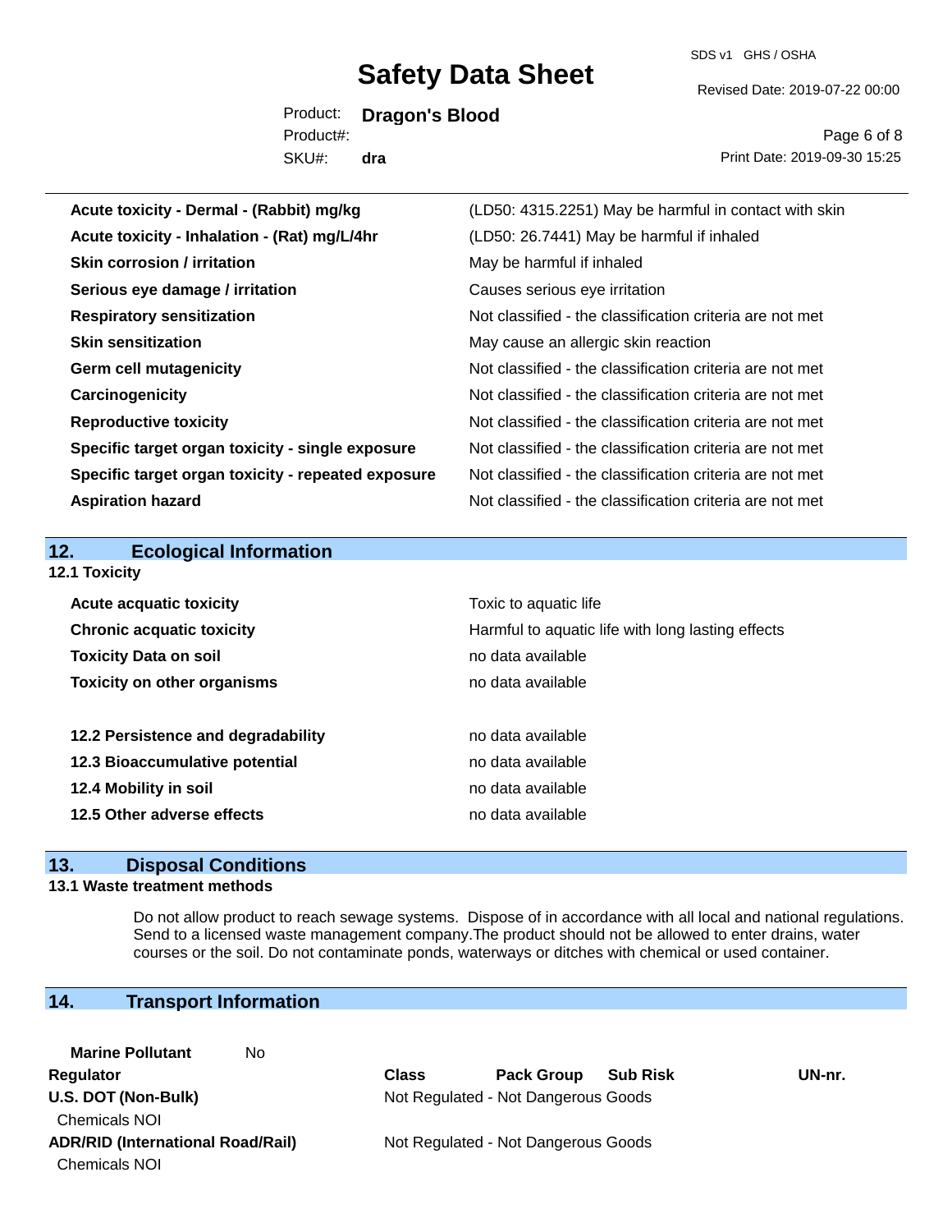| | |
|---|---|
| **Acute toxicity - Dermal - (Rabbit) mg/kg** | (LD50: 4315.2251) May be harmful in contact with skin |
| **Acute toxicity - Inhalation - (Rat) mg/L/4hr** | (LD50: 26.7441) May be harmful if inhaled |
| **Skin corrosion / irritation** | May be harmful if inhaled |
| **Serious eye damage / irritation** | Causes serious eye irritation |
| **Respiratory sensitization** | Not classified - the classification criteria are not met |
| **Skin sensitization** | May cause an allergic skin reaction |
| **Germ cell mutagenicity** | Not classified - the classification criteria are not met |
| **Carcinogenicity** | Not classified - the classification criteria are not met |
| **Reproductive toxicity** | Not classified - the classification criteria are not met |
| **Specific target organ toxicity - single exposure** | Not classified - the classification criteria are not met |
| **Specific target organ toxicity - repeated exposure** | Not classified - the classification criteria are not met |
| **Aspiration hazard** | Not classified - the classification criteria are not met |

## 12. Ecological Information

### 12.1 Toxicity

| | |
|---|---|
| **Acute acquatic toxicity** | Toxic to aquatic life |
| **Chronic acquatic toxicity** | Harmful to aquatic life with long lasting effects |
| **Toxicity Data on soil** | no data available |
| **Toxicity on other organisms** | no data available |

| | |
|---|---|
| **12.2 Persistence and degradability** | no data available |
| **12.3 Bioaccumulative potential** | no data available |
| **12.4 Mobility in soil** | no data available |
| **12.5 Other adverse effects** | no data available |

## 13. Disposal Conditions

### 13.1 Waste treatment methods

Do not allow product to reach sewage systems. Dispose of in accordance with all local and national regulations. Send to a licensed waste management company.The product should not be allowed to enter drains, water courses or the soil. Do not contaminate ponds, waterways or ditches with chemical or used container.

## 14. Transport Information

**Marine Pollutant** No

| Regulator | Class | Pack Group | Sub Risk | UN-nr. |
|---|---|---|---|---|
| **U.S. DOT (Non-Bulk)** | Not Regulated - Not Dangerous Goods | | | |
| Chemicals NOI | | | | |
| **ADR/RID (International Road/Rail)** | Not Regulated - Not Dangerous Goods | | | |
| Chemicals NOI | | | | |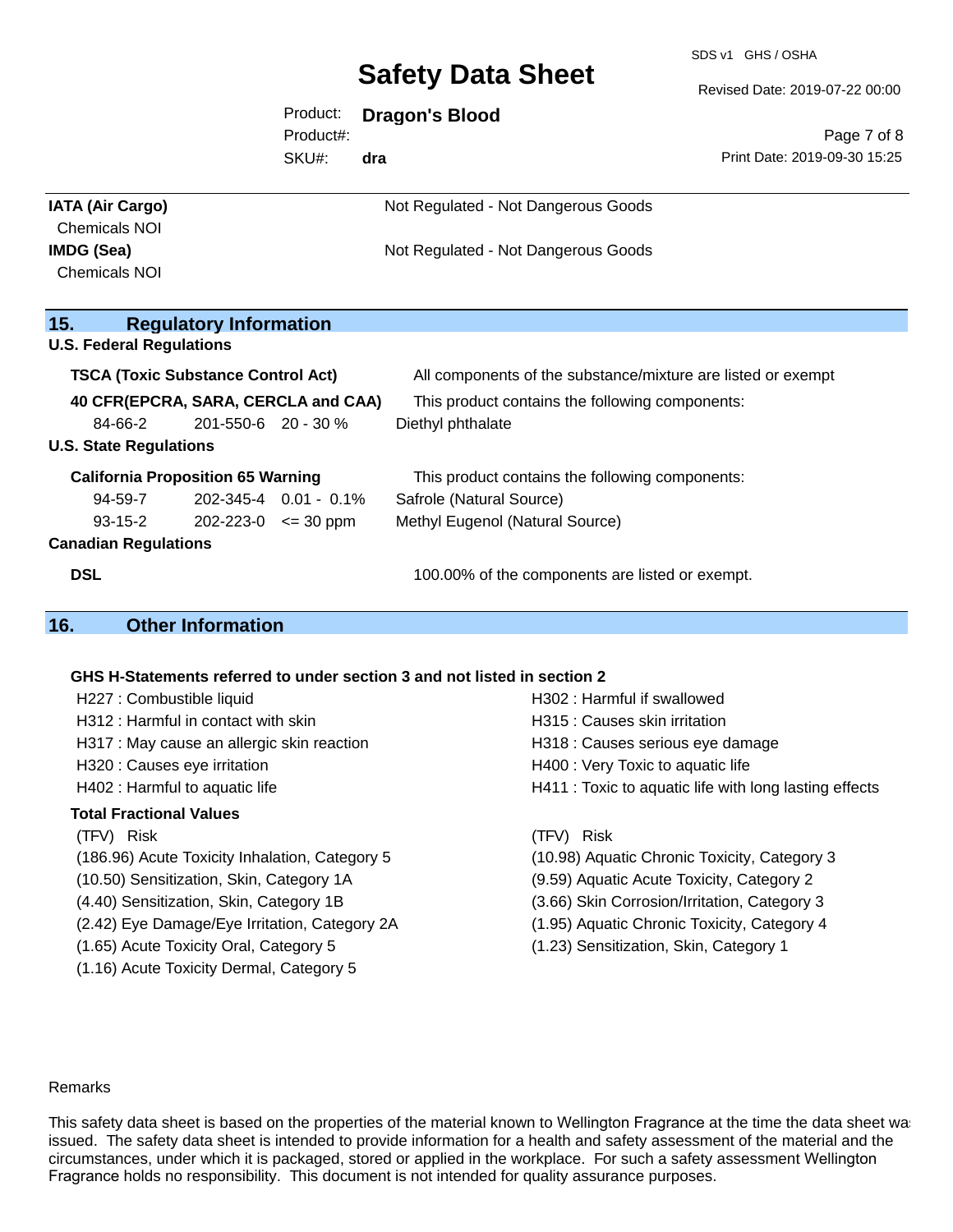**IATA (Air Cargo)** Not Regulated - Not Dangerous Goods

Chemicals NOI

**IMDG (Sea)** Not Regulated - Not Dangerous Goods

Chemicals NOI

## 15. Regulatory Information

### U.S. Federal Regulations

**TSCA (Toxic Substance Control Act)** — All components of the substance/mixture are listed or exempt

**40 CFR(EPCRA, SARA, CERCLA and CAA)** — This product contains the following components:

| CAS | EC | Concentration | Component |
|---|---|---|---|
| 84-66-2 | 201-550-6 | 20 - 30 % | Diethyl phthalate |

### U.S. State Regulations

**California Proposition 65 Warning** — This product contains the following components:

| CAS | EC | Concentration | Component |
|---|---|---|---|
| 94-59-7 | 202-345-4 | 0.01 - 0.1% | Safrole (Natural Source) |
| 93-15-2 | 202-223-0 | <= 30 ppm | Methyl Eugenol (Natural Source) |

### Canadian Regulations

**DSL** — 100.00% of the components are listed or exempt.

## 16. Other Information

**GHS H-Statements referred to under section 3 and not listed in section 2**

- H227 : Combustible liquid
- H302 : Harmful if swallowed
- H312 : Harmful in contact with skin
- H315 : Causes skin irritation
- H317 : May cause an allergic skin reaction
- H318 : Causes serious eye damage
- H320 : Causes eye irritation
- H400 : Very Toxic to aquatic life
- H402 : Harmful to aquatic life
- H411 : Toxic to aquatic life with long lasting effects

**Total Fractional Values**

| (TFV) | Risk |
|---|---|
| (186.96) | Acute Toxicity Inhalation, Category 5 |
| (10.98) | Aquatic Chronic Toxicity, Category 3 |
| (10.50) | Sensitization, Skin, Category 1A |
| (9.59) | Aquatic Acute Toxicity, Category 2 |
| (4.40) | Sensitization, Skin, Category 1B |
| (3.66) | Skin Corrosion/Irritation, Category 3 |
| (2.42) | Eye Damage/Eye Irritation, Category 2A |
| (1.95) | Aquatic Chronic Toxicity, Category 4 |
| (1.65) | Acute Toxicity Oral, Category 5 |
| (1.23) | Sensitization, Skin, Category 1 |
| (1.16) | Acute Toxicity Dermal, Category 5 |

Remarks

This safety data sheet is based on the properties of the material known to Wellington Fragrance at the time the data sheet was issued. The safety data sheet is intended to provide information for a health and safety assessment of the material and the circumstances, under which it is packaged, stored or applied in the workplace. For such a safety assessment Wellington Fragrance holds no responsibility. This document is not intended for quality assurance purposes.